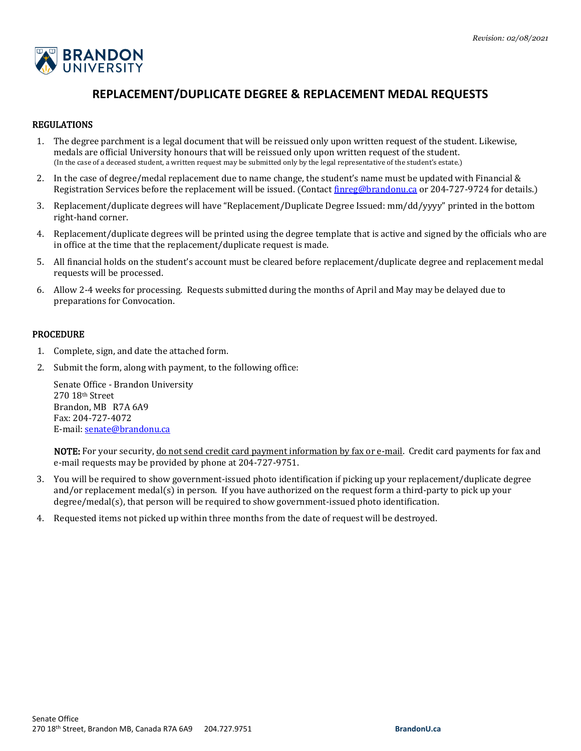*Revision: 02/08/2021*

# REPLACEMENT/DUPLICATE DEGREE & REPLACEMENT MEDAL REQUESTS

## REGULATIONS

1. The degree parchment is a legal document that will be reissued only upon written request of the student. Likewise, medals are official University honours that will be reissued only upon written request of the student. (In the case of a deceased student, a written request may be submitted only by the legal representative of the student's estate.)
2. In the case of degree/medal replacement due to name change, the student's name must be updated with Financial & Registration Services before the replacement will be issued. (Contact finreg@brandonu.ca or 204-727-9724 for details.)
3. Replacement/duplicate degrees will have "Replacement/Duplicate Degree Issued: mm/dd/yyyy" printed in the bottom right-hand corner.
4. Replacement/duplicate degrees will be printed using the degree template that is active and signed by the officials who are in office at the time that the replacement/duplicate request is made.
5. All financial holds on the student's account must be cleared before replacement/duplicate degree and replacement medal requests will be processed.
6. Allow 2-4 weeks for processing. Requests submitted during the months of April and May may be delayed due to preparations for Convocation.

## PROCEDURE

1. Complete, sign, and date the attached form.
2. Submit the form, along with payment, to the following office:

   Senate Office - Brandon University
   270 18th Street
   Brandon, MB R7A 6A9
   Fax: 204-727-4072
   E-mail: senate@brandonu.ca

   **NOTE:** For your security, do not send credit card payment information by fax or e-mail. Credit card payments for fax and e-mail requests may be provided by phone at 204-727-9751.

3. You will be required to show government-issued photo identification if picking up your replacement/duplicate degree and/or replacement medal(s) in person. If you have authorized on the request form a third-party to pick up your degree/medal(s), that person will be required to show government-issued photo identification.
4. Requested items not picked up within three months from the date of request will be destroyed.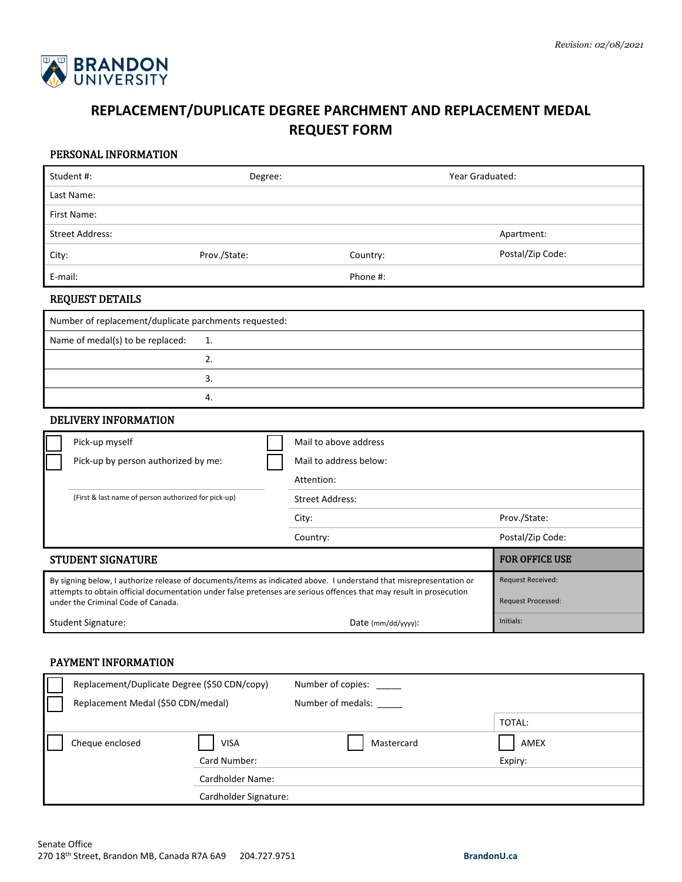*Revision: 02/08/2021*

BRANDON UNIVERSITY

# REPLACEMENT/DUPLICATE DEGREE PARCHMENT AND REPLACEMENT MEDAL REQUEST FORM

## PERSONAL INFORMATION

| | | | |
|---|---|---|---|
| Student #: | Degree: | | Year Graduated: |
| Last Name: | | | |
| First Name: | | | |
| Street Address: | | | Apartment: |
| City: | Prov./State: | Country: | Postal/Zip Code: |
| E-mail: | | Phone #: | |

## REQUEST DETAILS

| | |
|---|---|
| Number of replacement/duplicate parchments requested: | |
| Name of medal(s) to be replaced: | 1. |
| | 2. |
| | 3. |
| | 4. |

## DELIVERY INFORMATION

| | | |
|---|---|---|
| ☐ Pick-up myself | ☐ Mail to above address | |
| ☐ Pick-up by person authorized by me: | ☐ Mail to address below: | |
| | Attention: | |
| (First & last name of person authorized for pick-up) | Street Address: | |
| | City: | Prov./State: |
| | Country: | Postal/Zip Code: |

## STUDENT SIGNATURE

By signing below, I authorize release of documents/items as indicated above. I understand that misrepresentation or attempts to obtain official documentation under false pretenses are serious offences that may result in prosecution under the Criminal Code of Canada.

Student Signature: &nbsp;&nbsp;&nbsp;&nbsp; Date (mm/dd/yyyy):

**FOR OFFICE USE**

Request Received:

Request Processed:

Initials:

## PAYMENT INFORMATION

| | | | |
|---|---|---|---|
| ☐ Replacement/Duplicate Degree ($50 CDN/copy) | | Number of copies: _____ | |
| ☐ Replacement Medal ($50 CDN/medal) | | Number of medals: _____ | |
| | | | TOTAL: |
| ☐ Cheque enclosed | ☐ VISA | ☐ Mastercard | ☐ AMEX |
| | Card Number: | | Expiry: |
| | Cardholder Name: | | |
| | Cardholder Signature: | | |

Senate Office
270 18th Street, Brandon MB, Canada R7A 6A9 &nbsp;&nbsp; 204.727.9751 &nbsp;&nbsp; BrandonU.ca